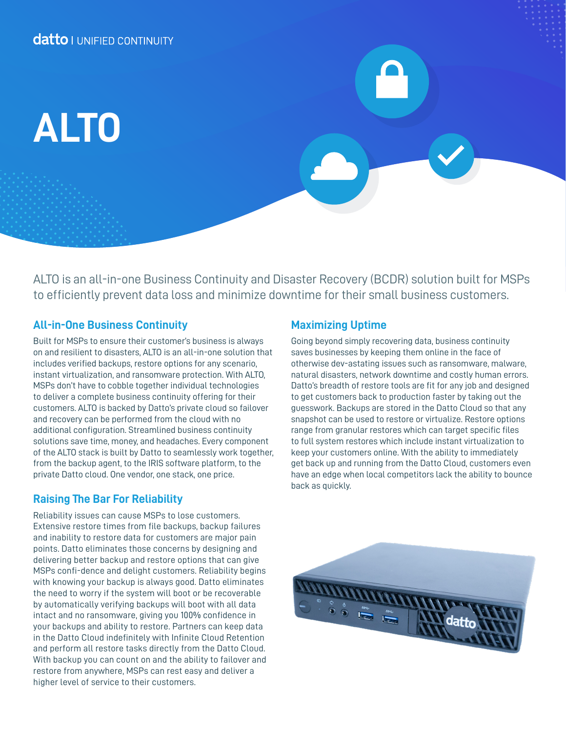datto | UNIFIED CONTINUITY

# ALTO

ALTO is an all-in-one Business Continuity and Disaster Recovery (BCDR) solution built for MSPs to efficiently prevent data loss and minimize downtime for their small business customers.

## All-in-One Business Continuity

Built for MSPs to ensure their customer's business is always on and resilient to disasters, ALTO is an all-in-one solution that includes verified backups, restore options for any scenario, instant virtualization, and ransomware protection. With ALTO, MSPs don't have to cobble together individual technologies to deliver a complete business continuity offering for their customers. ALTO is backed by Datto's private cloud so failover and recovery can be performed from the cloud with no additional configuration. Streamlined business continuity solutions save time, money, and headaches. Every component of the ALTO stack is built by Datto to seamlessly work together, from the backup agent, to the IRIS software platform, to the private Datto cloud. One vendor, one stack, one price.

## Raising The Bar For Reliability

Reliability issues can cause MSPs to lose customers. Extensive restore times from file backups, backup failures and inability to restore data for customers are major pain points. Datto eliminates those concerns by designing and delivering better backup and restore options that can give MSPs confi-dence and delight customers. Reliability begins with knowing your backup is always good. Datto eliminates the need to worry if the system will boot or be recoverable by automatically verifying backups will boot with all data intact and no ransomware, giving you 100% confidence in your backups and ability to restore. Partners can keep data in the Datto Cloud indefinitely with Infinite Cloud Retention and perform all restore tasks directly from the Datto Cloud. With backup you can count on and the ability to failover and restore from anywhere, MSPs can rest easy and deliver a higher level of service to their customers.

## Maximizing Uptime

Going beyond simply recovering data, business continuity saves businesses by keeping them online in the face of otherwise dev-astating issues such as ransomware, malware, natural disasters, network downtime and costly human errors. Datto's breadth of restore tools are fit for any job and designed to get customers back to production faster by taking out the guesswork. Backups are stored in the Datto Cloud so that any snapshot can be used to restore or virtualize. Restore options range from granular restores which can target specific files to full system restores which include instant virtualization to keep your customers online. With the ability to immediately get back up and running from the Datto Cloud, customers even have an edge when local competitors lack the ability to bounce back as quickly.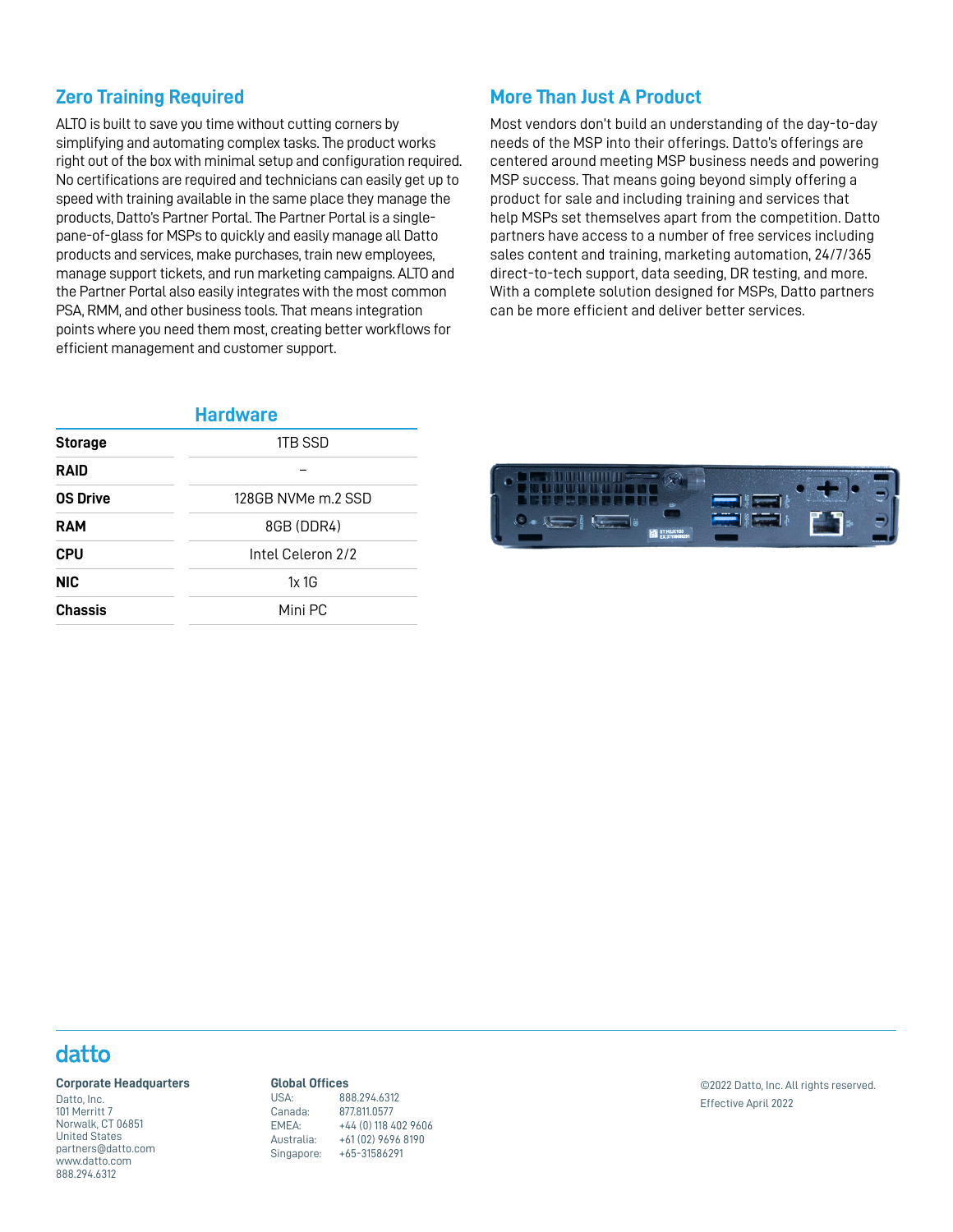## Zero Training Required

ALTO is built to save you time without cutting corners by simplifying and automating complex tasks. The product works right out of the box with minimal setup and configuration required. No certifications are required and technicians can easily get up to speed with training available in the same place they manage the products, Datto's Partner Portal. The Partner Portal is a single-pane-of-glass for MSPs to quickly and easily manage all Datto products and services, make purchases, train new employees, manage support tickets, and run marketing campaigns. ALTO and the Partner Portal also easily integrates with the most common PSA, RMM, and other business tools. That means integration points where you need them most, creating better workflows for efficient management and customer support.

## More Than Just A Product

Most vendors don't build an understanding of the day-to-day needs of the MSP into their offerings. Datto's offerings are centered around meeting MSP business needs and powering MSP success. That means going beyond simply offering a product for sale and including training and services that help MSPs set themselves apart from the competition. Datto partners have access to a number of free services including sales content and training, marketing automation, 24/7/365 direct-to-tech support, data seeding, DR testing, and more. With a complete solution designed for MSPs, Datto partners can be more efficient and deliver better services.

## Hardware

| | Hardware |
|---|---|
| **Storage** | 1TB SSD |
| **RAID** | – |
| **OS Drive** | 128GB NVMe m.2 SSD |
| **RAM** | 8GB (DDR4) |
| **CPU** | Intel Celeron 2/2 |
| **NIC** | 1x 1G |
| **Chassis** | Mini PC |

datto

**Corporate Headquarters**
Datto, Inc.
101 Merritt 7
Norwalk, CT 06851
United States
partners@datto.com
www.datto.com
888.294.6312

**Global Offices**

| | |
|---|---|
| USA: | 888.294.6312 |
| Canada: | 877.811.0577 |
| EMEA: | +44 (0) 118 402 9606 |
| Australia: | +61 (02) 9696 8190 |
| Singapore: | +65-31586291 |

©2022 Datto, Inc. All rights reserved.
Effective April 2022